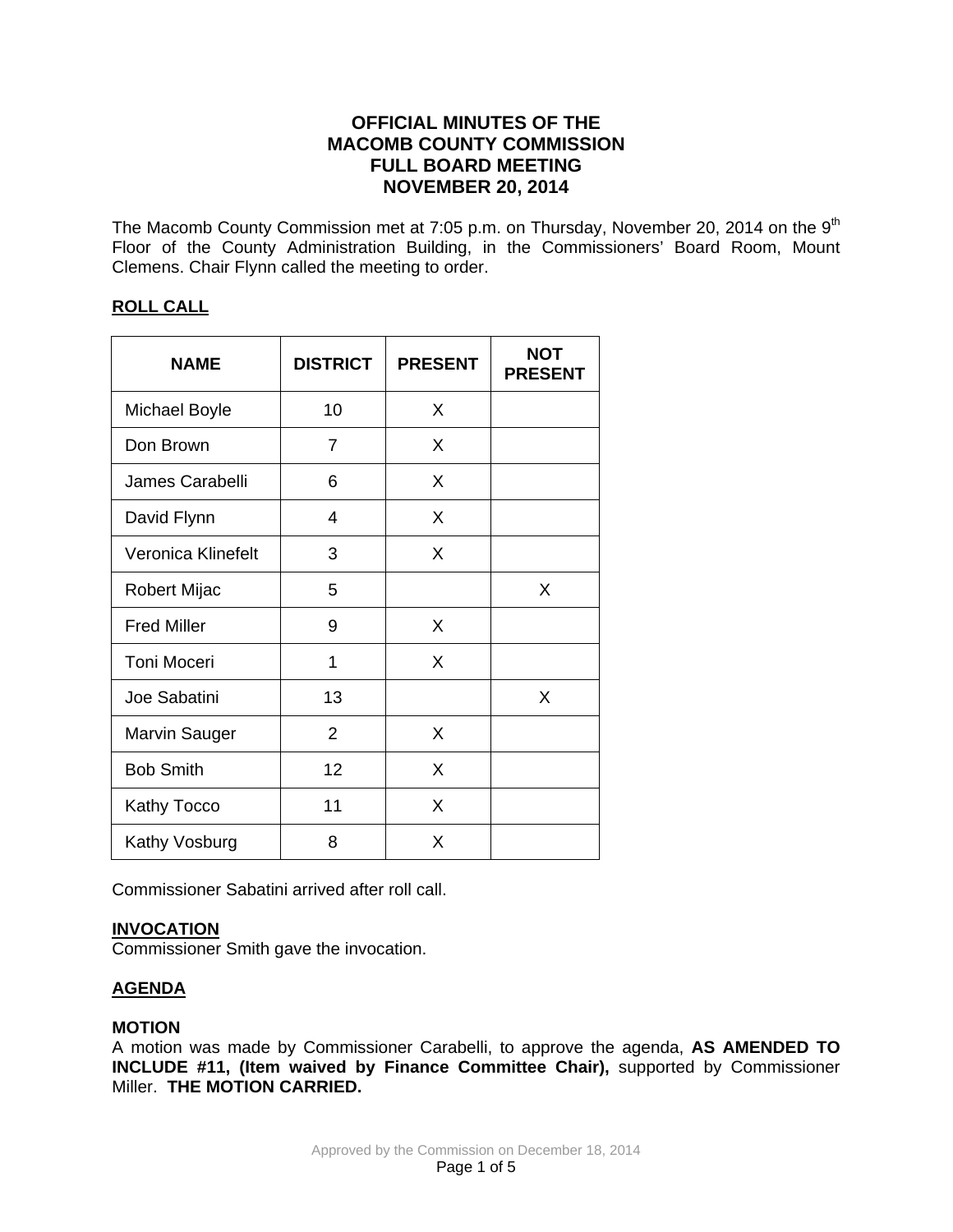# OFFICIAL MINUTES OF THE MACOMB COUNTY COMMISSION FULL BOARD MEETING NOVEMBER 20, 2014

The Macomb County Commission met at 7:05 p.m. on Thursday, November 20, 2014 on the 9th Floor of the County Administration Building, in the Commissioners' Board Room, Mount Clemens. Chair Flynn called the meeting to order.

## ROLL CALL

| NAME | DISTRICT | PRESENT | NOT PRESENT |
|---|---|---|---|
| Michael Boyle | 10 | X | |
| Don Brown | 7 | X | |
| James Carabelli | 6 | X | |
| David Flynn | 4 | X | |
| Veronica Klinefelt | 3 | X | |
| Robert Mijac | 5 | | X |
| Fred Miller | 9 | X | |
| Toni Moceri | 1 | X | |
| Joe Sabatini | 13 | | X |
| Marvin Sauger | 2 | X | |
| Bob Smith | 12 | X | |
| Kathy Tocco | 11 | X | |
| Kathy Vosburg | 8 | X | |

Commissioner Sabatini arrived after roll call.

## INVOCATION

Commissioner Smith gave the invocation.

## AGENDA

**MOTION**

A motion was made by Commissioner Carabelli, to approve the agenda, **AS AMENDED TO INCLUDE #11, (Item waived by Finance Committee Chair),** supported by Commissioner Miller. **THE MOTION CARRIED.**

Approved by the Commission on December 18, 2014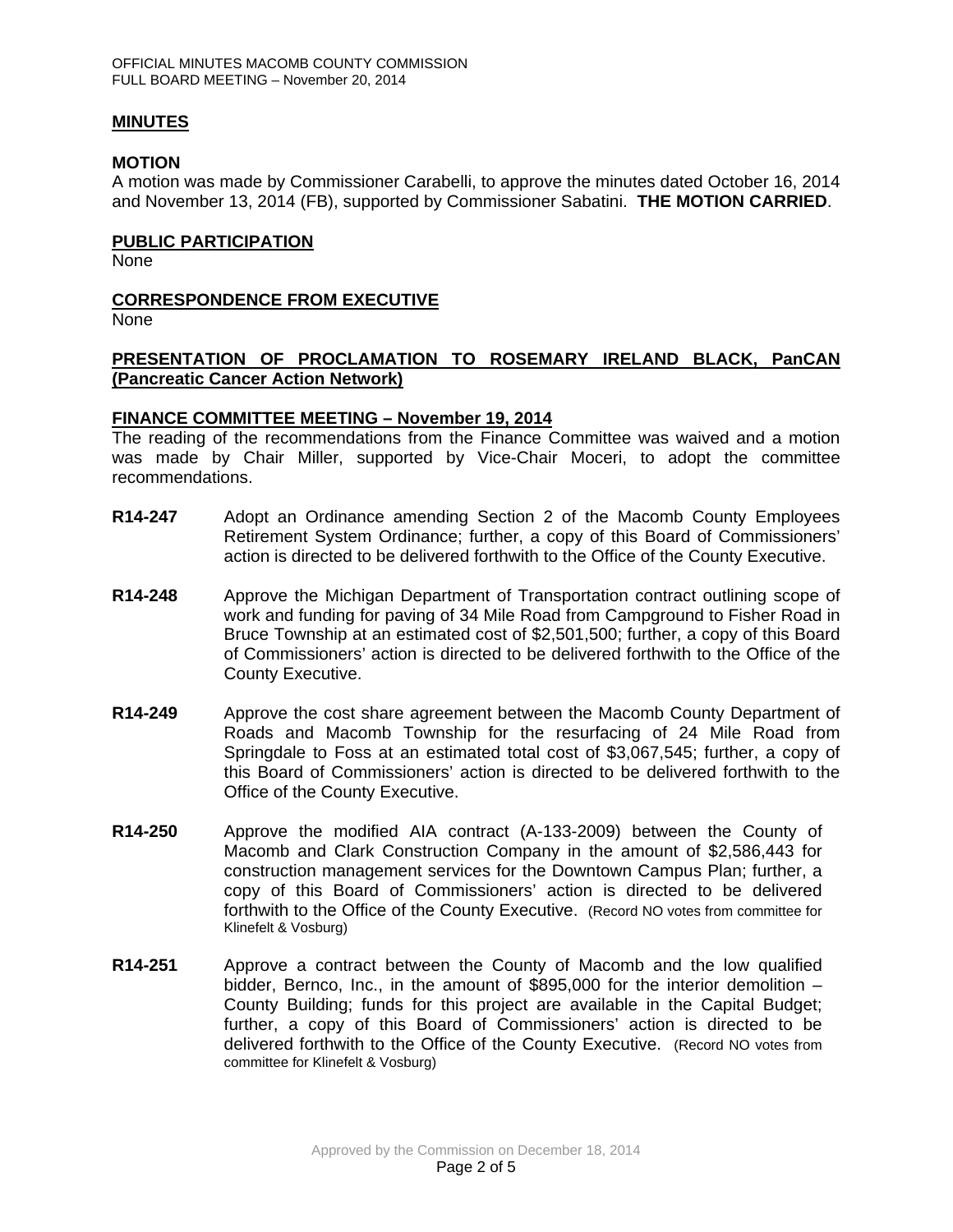## MINUTES

### MOTION

A motion was made by Commissioner Carabelli, to approve the minutes dated October 16, 2014 and November 13, 2014 (FB), supported by Commissioner Sabatini. **THE MOTION CARRIED**.

## PUBLIC PARTICIPATION

None

## CORRESPONDENCE FROM EXECUTIVE

None

## PRESENTATION OF PROCLAMATION TO ROSEMARY IRELAND BLACK, PanCAN (Pancreatic Cancer Action Network)

## FINANCE COMMITTEE MEETING – November 19, 2014

The reading of the recommendations from the Finance Committee was waived and a motion was made by Chair Miller, supported by Vice-Chair Moceri, to adopt the committee recommendations.

**R14-247** Adopt an Ordinance amending Section 2 of the Macomb County Employees Retirement System Ordinance; further, a copy of this Board of Commissioners' action is directed to be delivered forthwith to the Office of the County Executive.

**R14-248** Approve the Michigan Department of Transportation contract outlining scope of work and funding for paving of 34 Mile Road from Campground to Fisher Road in Bruce Township at an estimated cost of $2,501,500; further, a copy of this Board of Commissioners' action is directed to be delivered forthwith to the Office of the County Executive.

**R14-249** Approve the cost share agreement between the Macomb County Department of Roads and Macomb Township for the resurfacing of 24 Mile Road from Springdale to Foss at an estimated total cost of $3,067,545; further, a copy of this Board of Commissioners' action is directed to be delivered forthwith to the Office of the County Executive.

**R14-250** Approve the modified AIA contract (A-133-2009) between the County of Macomb and Clark Construction Company in the amount of $2,586,443 for construction management services for the Downtown Campus Plan; further, a copy of this Board of Commissioners' action is directed to be delivered forthwith to the Office of the County Executive. (Record NO votes from committee for Klinefelt & Vosburg)

**R14-251** Approve a contract between the County of Macomb and the low qualified bidder, Bernco, Inc., in the amount of $895,000 for the interior demolition – County Building; funds for this project are available in the Capital Budget; further, a copy of this Board of Commissioners' action is directed to be delivered forthwith to the Office of the County Executive. (Record NO votes from committee for Klinefelt & Vosburg)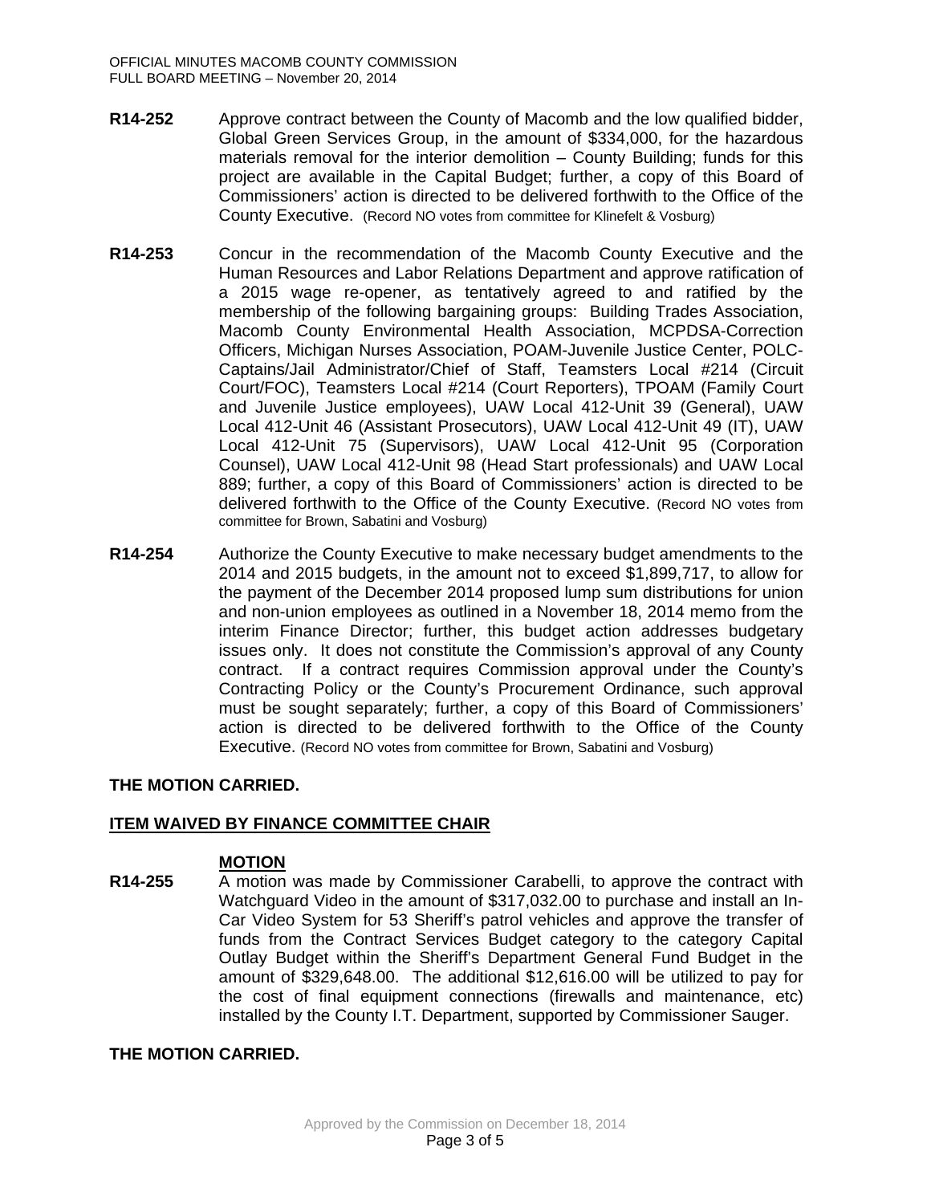**R14-252** Approve contract between the County of Macomb and the low qualified bidder, Global Green Services Group, in the amount of $334,000, for the hazardous materials removal for the interior demolition – County Building; funds for this project are available in the Capital Budget; further, a copy of this Board of Commissioners' action is directed to be delivered forthwith to the Office of the County Executive. (Record NO votes from committee for Klinefelt & Vosburg)

**R14-253** Concur in the recommendation of the Macomb County Executive and the Human Resources and Labor Relations Department and approve ratification of a 2015 wage re-opener, as tentatively agreed to and ratified by the membership of the following bargaining groups: Building Trades Association, Macomb County Environmental Health Association, MCPDSA-Correction Officers, Michigan Nurses Association, POAM-Juvenile Justice Center, POLC-Captains/Jail Administrator/Chief of Staff, Teamsters Local #214 (Circuit Court/FOC), Teamsters Local #214 (Court Reporters), TPOAM (Family Court and Juvenile Justice employees), UAW Local 412-Unit 39 (General), UAW Local 412-Unit 46 (Assistant Prosecutors), UAW Local 412-Unit 49 (IT), UAW Local 412-Unit 75 (Supervisors), UAW Local 412-Unit 95 (Corporation Counsel), UAW Local 412-Unit 98 (Head Start professionals) and UAW Local 889; further, a copy of this Board of Commissioners' action is directed to be delivered forthwith to the Office of the County Executive. (Record NO votes from committee for Brown, Sabatini and Vosburg)

**R14-254** Authorize the County Executive to make necessary budget amendments to the 2014 and 2015 budgets, in the amount not to exceed $1,899,717, to allow for the payment of the December 2014 proposed lump sum distributions for union and non-union employees as outlined in a November 18, 2014 memo from the interim Finance Director; further, this budget action addresses budgetary issues only. It does not constitute the Commission's approval of any County contract. If a contract requires Commission approval under the County's Contracting Policy or the County's Procurement Ordinance, such approval must be sought separately; further, a copy of this Board of Commissioners' action is directed to be delivered forthwith to the Office of the County Executive. (Record NO votes from committee for Brown, Sabatini and Vosburg)

**THE MOTION CARRIED.**

**ITEM WAIVED BY FINANCE COMMITTEE CHAIR**

**MOTION**

**R14-255** A motion was made by Commissioner Carabelli, to approve the contract with Watchguard Video in the amount of $317,032.00 to purchase and install an In-Car Video System for 53 Sheriff's patrol vehicles and approve the transfer of funds from the Contract Services Budget category to the category Capital Outlay Budget within the Sheriff's Department General Fund Budget in the amount of $329,648.00. The additional $12,616.00 will be utilized to pay for the cost of final equipment connections (firewalls and maintenance, etc) installed by the County I.T. Department, supported by Commissioner Sauger.

**THE MOTION CARRIED.**

Approved by the Commission on December 18, 2014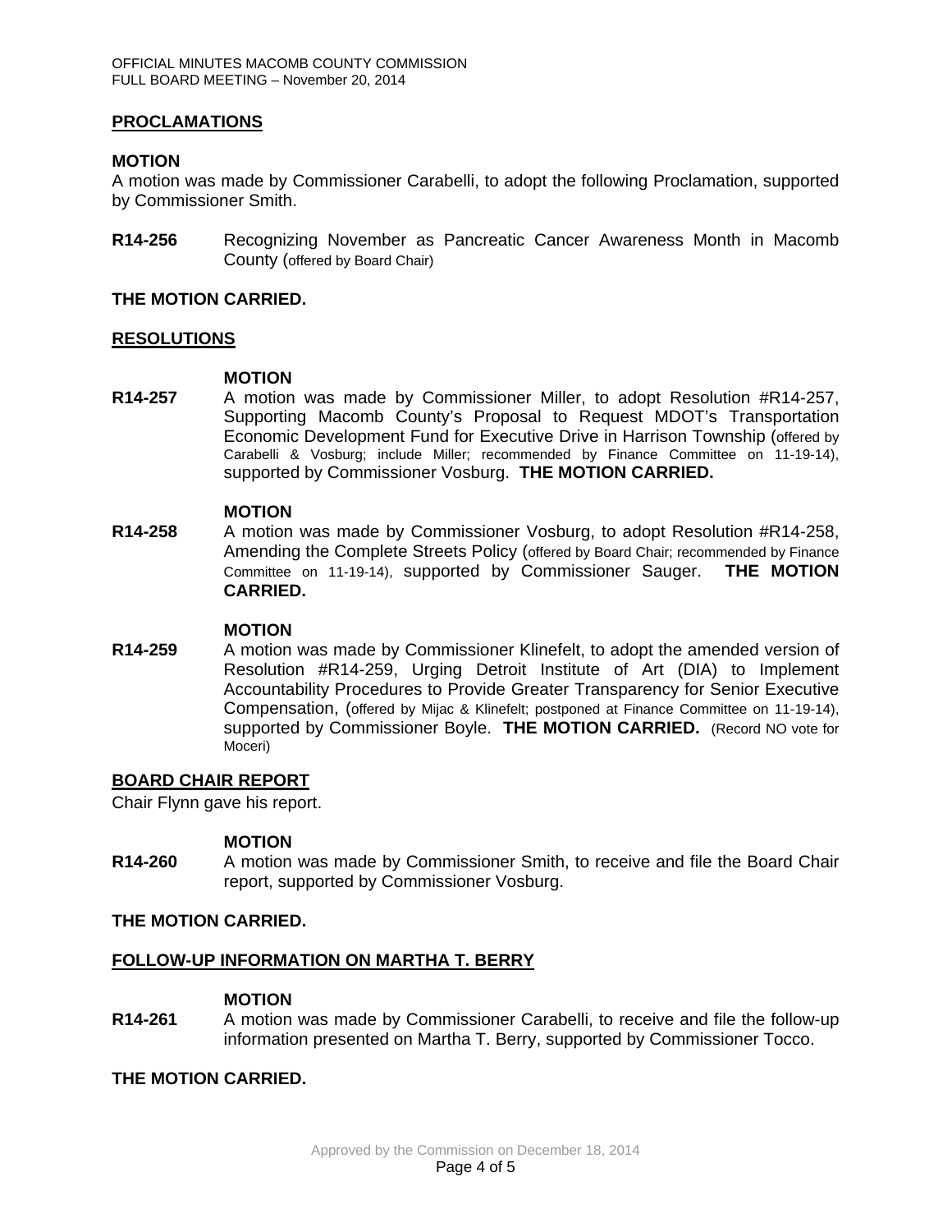## PROCLAMATIONS

**MOTION**

A motion was made by Commissioner Carabelli, to adopt the following Proclamation, supported by Commissioner Smith.

**R14-256** Recognizing November as Pancreatic Cancer Awareness Month in Macomb County (offered by Board Chair)

**THE MOTION CARRIED.**

## RESOLUTIONS

**MOTION**

**R14-257** A motion was made by Commissioner Miller, to adopt Resolution #R14-257, Supporting Macomb County's Proposal to Request MDOT's Transportation Economic Development Fund for Executive Drive in Harrison Township (offered by Carabelli & Vosburg; include Miller; recommended by Finance Committee on 11-19-14), supported by Commissioner Vosburg. **THE MOTION CARRIED.**

**MOTION**

**R14-258** A motion was made by Commissioner Vosburg, to adopt Resolution #R14-258, Amending the Complete Streets Policy (offered by Board Chair; recommended by Finance Committee on 11-19-14), supported by Commissioner Sauger. **THE MOTION CARRIED.**

**MOTION**

**R14-259** A motion was made by Commissioner Klinefelt, to adopt the amended version of Resolution #R14-259, Urging Detroit Institute of Art (DIA) to Implement Accountability Procedures to Provide Greater Transparency for Senior Executive Compensation, (offered by Mijac & Klinefelt; postponed at Finance Committee on 11-19-14), supported by Commissioner Boyle. **THE MOTION CARRIED.** (Record NO vote for Moceri)

## BOARD CHAIR REPORT

Chair Flynn gave his report.

**MOTION**

**R14-260** A motion was made by Commissioner Smith, to receive and file the Board Chair report, supported by Commissioner Vosburg.

**THE MOTION CARRIED.**

## FOLLOW-UP INFORMATION ON MARTHA T. BERRY

**MOTION**

**R14-261** A motion was made by Commissioner Carabelli, to receive and file the follow-up information presented on Martha T. Berry, supported by Commissioner Tocco.

**THE MOTION CARRIED.**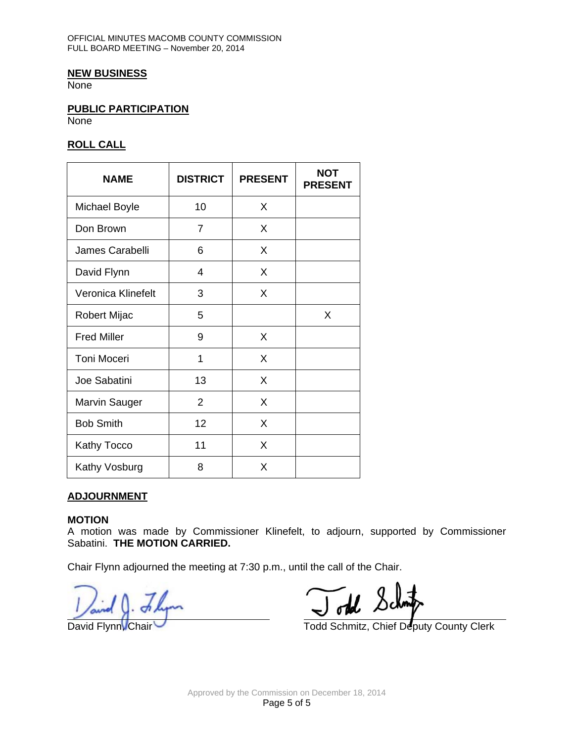## NEW BUSINESS

None

## PUBLIC PARTICIPATION

None

## ROLL CALL

| NAME | DISTRICT | PRESENT | NOT PRESENT |
|---|---|---|---|
| Michael Boyle | 10 | X | |
| Don Brown | 7 | X | |
| James Carabelli | 6 | X | |
| David Flynn | 4 | X | |
| Veronica Klinefelt | 3 | X | |
| Robert Mijac | 5 | | X |
| Fred Miller | 9 | X | |
| Toni Moceri | 1 | X | |
| Joe Sabatini | 13 | X | |
| Marvin Sauger | 2 | X | |
| Bob Smith | 12 | X | |
| Kathy Tocco | 11 | X | |
| Kathy Vosburg | 8 | X | |

## ADJOURNMENT

**MOTION**

A motion was made by Commissioner Klinefelt, to adjourn, supported by Commissioner Sabatini. **THE MOTION CARRIED.**

Chair Flynn adjourned the meeting at 7:30 p.m., until the call of the Chair.

David Flynn, Chair

Todd Schmitz, Chief Deputy County Clerk

Approved by the Commission on December 18, 2014